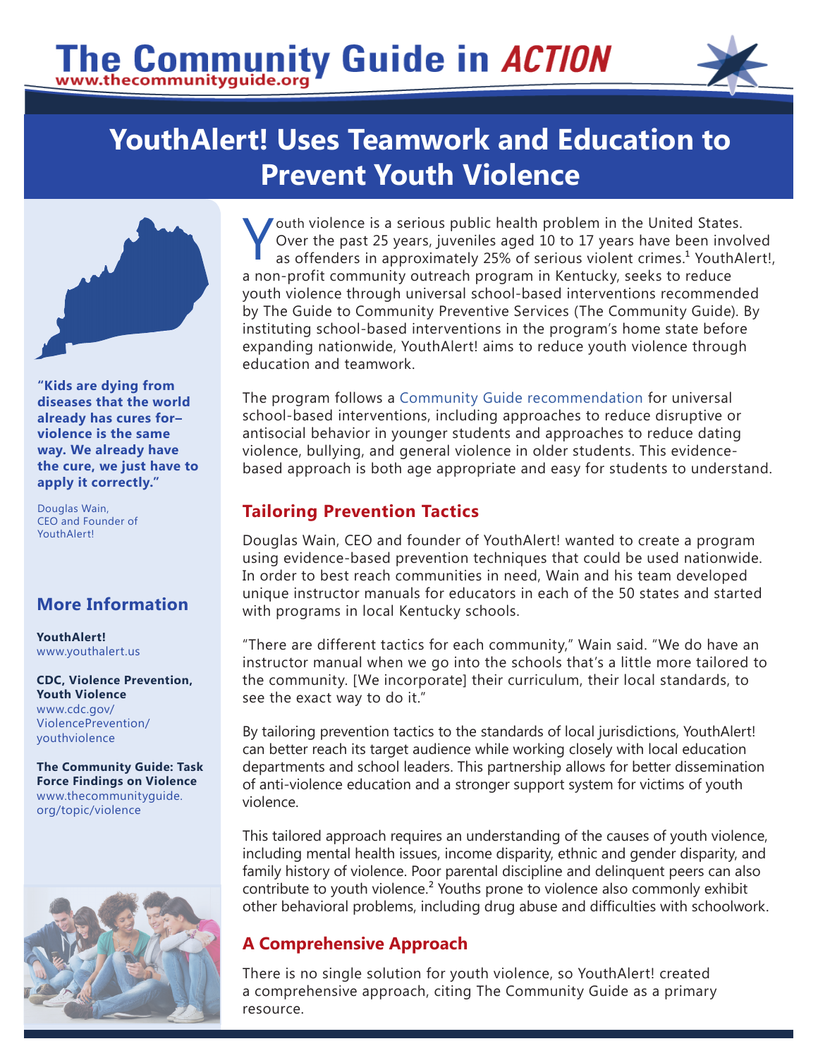# The Community Guide in ACTION

www.thecommunityguide.org

## YouthAlert! Uses Teamwork and Education to Prevent Youth Violence

Youth violence is a serious public health problem in the United States. Over the past 25 years, juveniles aged 10 to 17 years have been involved as offenders in approximately 25% of serious violent crimes.[1] YouthAlert!, a non-profit community outreach program in Kentucky, seeks to reduce youth violence through universal school-based interventions recommended by The Guide to Community Preventive Services (The Community Guide). By instituting school-based interventions in the program's home state before expanding nationwide, YouthAlert! aims to reduce youth violence through education and teamwork.

The program follows a Community Guide recommendation for universal school-based interventions, including approaches to reduce disruptive or antisocial behavior in younger students and approaches to reduce dating violence, bullying, and general violence in older students. This evidence-based approach is both age appropriate and easy for students to understand.

### Tailoring Prevention Tactics

Douglas Wain, CEO and founder of YouthAlert! wanted to create a program using evidence-based prevention techniques that could be used nationwide. In order to best reach communities in need, Wain and his team developed unique instructor manuals for educators in each of the 50 states and started with programs in local Kentucky schools.

"There are different tactics for each community," Wain said. "We do have an instructor manual when we go into the schools that's a little more tailored to the community. [We incorporate] their curriculum, their local standards, to see the exact way to do it."

By tailoring prevention tactics to the standards of local jurisdictions, YouthAlert! can better reach its target audience while working closely with local education departments and school leaders. This partnership allows for better dissemination of anti-violence education and a stronger support system for victims of youth violence.

This tailored approach requires an understanding of the causes of youth violence, including mental health issues, income disparity, ethnic and gender disparity, and family history of violence. Poor parental discipline and delinquent peers can also contribute to youth violence.[2] Youths prone to violence also commonly exhibit other behavioral problems, including drug abuse and difficulties with schoolwork.

### A Comprehensive Approach

There is no single solution for youth violence, so YouthAlert! created a comprehensive approach, citing The Community Guide as a primary resource.

**"Kids are dying from diseases that the world already has cures for–violence is the same way. We already have the cure, we just have to apply it correctly."**

Douglas Wain, CEO and Founder of YouthAlert!

### More Information

**YouthAlert!**
www.youthalert.us

**CDC, Violence Prevention, Youth Violence**
www.cdc.gov/ViolencePrevention/youthviolence

**The Community Guide: Task Force Findings on Violence**
www.thecommunityguide.org/topic/violence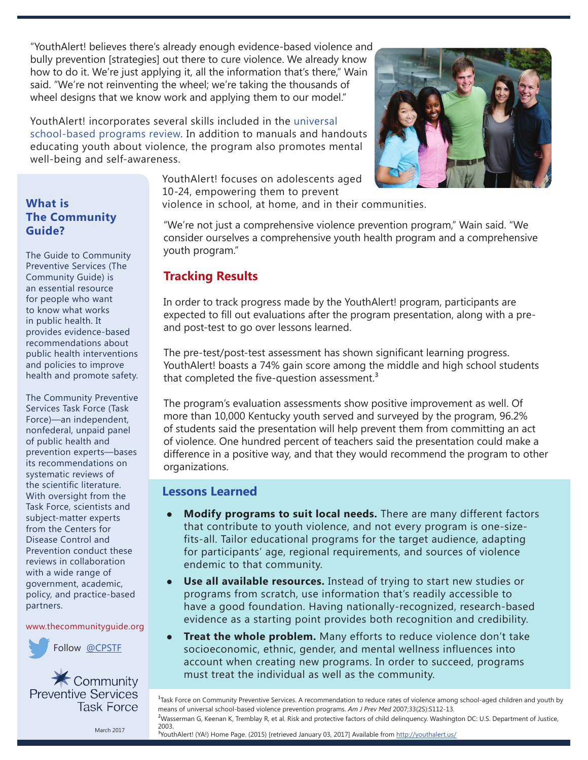"YouthAlert! believes there's already enough evidence-based violence and bully prevention [strategies] out there to cure violence. We already know how to do it. We're just applying it, all the information that's there," Wain said. "We're not reinventing the wheel; we're taking the thousands of wheel designs that we know work and applying them to our model."

YouthAlert! incorporates several skills included in the universal school-based programs review. In addition to manuals and handouts educating youth about violence, the program also promotes mental well-being and self-awareness.

YouthAlert! focuses on adolescents aged 10-24, empowering them to prevent violence in school, at home, and in their communities.

"We're not just a comprehensive violence prevention program," Wain said. "We consider ourselves a comprehensive youth health program and a comprehensive youth program."

## Tracking Results

In order to track progress made by the YouthAlert! program, participants are expected to fill out evaluations after the program presentation, along with a pre- and post-test to go over lessons learned.

The pre-test/post-test assessment has shown significant learning progress. YouthAlert! boasts a 74% gain score among the middle and high school students that completed the five-question assessment.[3]

The program's evaluation assessments show positive improvement as well. Of more than 10,000 Kentucky youth served and surveyed by the program, 96.2% of students said the presentation will help prevent them from committing an act of violence. One hundred percent of teachers said the presentation could make a difference in a positive way, and that they would recommend the program to other organizations.

## Lessons Learned

- **Modify programs to suit local needs.** There are many different factors that contribute to youth violence, and not every program is one-size-fits-all. Tailor educational programs for the target audience, adapting for participants' age, regional requirements, and sources of violence endemic to that community.
- **Use all available resources.** Instead of trying to start new studies or programs from scratch, use information that's readily accessible to have a good foundation. Having nationally-recognized, research-based evidence as a starting point provides both recognition and credibility.
- **Treat the whole problem.** Many efforts to reduce violence don't take socioeconomic, ethnic, gender, and mental wellness influences into account when creating new programs. In order to succeed, programs must treat the individual as well as the community.

### What is The Community Guide?

The Guide to Community Preventive Services (The Community Guide) is an essential resource for people who want to know what works in public health. It provides evidence-based recommendations about public health interventions and policies to improve health and promote safety.

The Community Preventive Services Task Force (Task Force)—an independent, nonfederal, unpaid panel of public health and prevention experts—bases its recommendations on systematic reviews of the scientific literature. With oversight from the Task Force, scientists and subject-matter experts from the Centers for Disease Control and Prevention conduct these reviews in collaboration with a wide range of government, academic, policy, and practice-based partners.

www.thecommunityguide.org

Follow @CPSTF

Community Preventive Services Task Force

March 2017

[1] Task Force on Community Preventive Services. A recommendation to reduce rates of violence among school-aged children and youth by means of universal school-based violence prevention programs. *Am J Prev Med* 2007;33(2S):S112-13.

[2] Wasserman G, Keenan K, Tremblay R, et al. Risk and protective factors of child delinquency. Washington DC: U.S. Department of Justice, 2003.

[3] YouthAlert! (YA!) Home Page. (2015) [retrieved January 03, 2017] Available from http://youthalert.us/